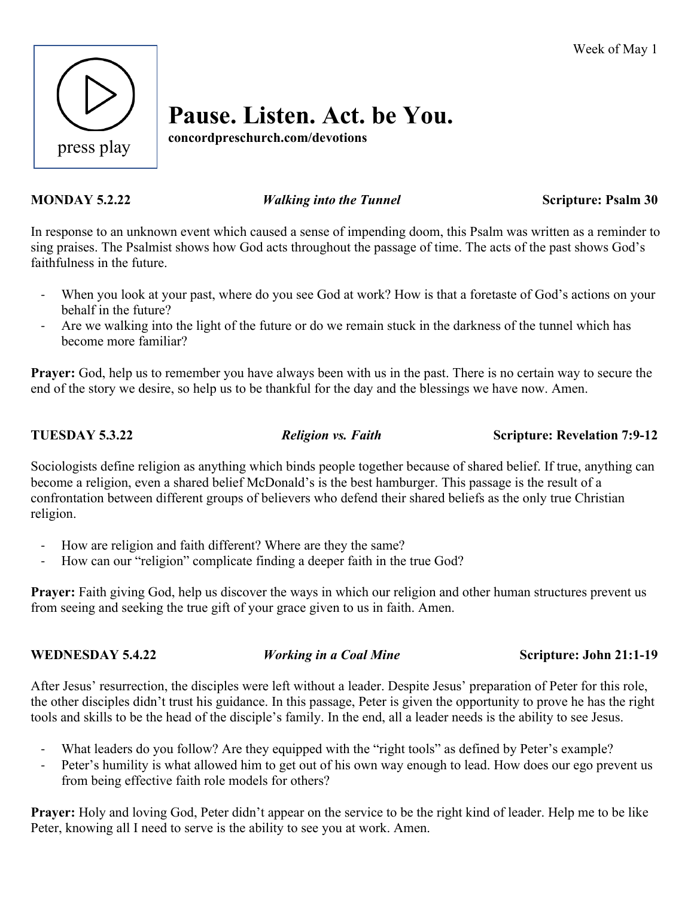Week of May 1

press play

# Pause. Listen. Act. be You.

**concordpreschurch.com/devotions**

**MONDAY 5.2.22** — ***Walking into the Tunnel*** — **Scripture: Psalm 30**

In response to an unknown event which caused a sense of impending doom, this Psalm was written as a reminder to sing praises. The Psalmist shows how God acts throughout the passage of time. The acts of the past shows God's faithfulness in the future.

- When you look at your past, where do you see God at work? How is that a foretaste of God's actions on your behalf in the future?
- Are we walking into the light of the future or do we remain stuck in the darkness of the tunnel which has become more familiar?

**Prayer:** God, help us to remember you have always been with us in the past. There is no certain way to secure the end of the story we desire, so help us to be thankful for the day and the blessings we have now. Amen.

**TUESDAY 5.3.22** — ***Religion vs. Faith*** — **Scripture: Revelation 7:9-12**

Sociologists define religion as anything which binds people together because of shared belief. If true, anything can become a religion, even a shared belief McDonald's is the best hamburger. This passage is the result of a confrontation between different groups of believers who defend their shared beliefs as the only true Christian religion.

- How are religion and faith different? Where are they the same?
- How can our "religion" complicate finding a deeper faith in the true God?

**Prayer:** Faith giving God, help us discover the ways in which our religion and other human structures prevent us from seeing and seeking the true gift of your grace given to us in faith. Amen.

**WEDNESDAY 5.4.22** — ***Working in a Coal Mine*** — **Scripture: John 21:1-19**

After Jesus' resurrection, the disciples were left without a leader. Despite Jesus' preparation of Peter for this role, the other disciples didn't trust his guidance. In this passage, Peter is given the opportunity to prove he has the right tools and skills to be the head of the disciple's family. In the end, all a leader needs is the ability to see Jesus.

- What leaders do you follow? Are they equipped with the "right tools" as defined by Peter's example?
- Peter's humility is what allowed him to get out of his own way enough to lead. How does our ego prevent us from being effective faith role models for others?

**Prayer:** Holy and loving God, Peter didn't appear on the service to be the right kind of leader. Help me to be like Peter, knowing all I need to serve is the ability to see you at work. Amen.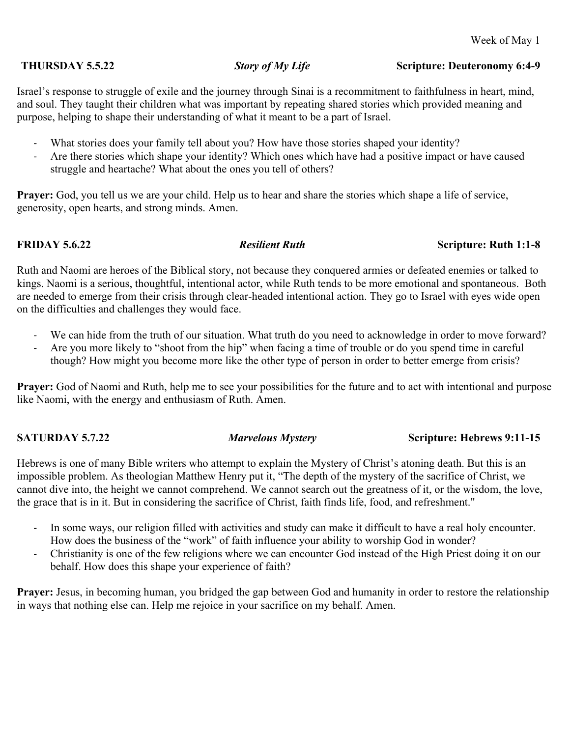Week of May 1

**THURSDAY 5.5.22** ***Story of My Life*** **Scripture: Deuteronomy 6:4-9**

Israel's response to struggle of exile and the journey through Sinai is a recommitment to faithfulness in heart, mind, and soul. They taught their children what was important by repeating shared stories which provided meaning and purpose, helping to shape their understanding of what it meant to be a part of Israel.

- What stories does your family tell about you? How have those stories shaped your identity?
- Are there stories which shape your identity? Which ones which have had a positive impact or have caused struggle and heartache? What about the ones you tell of others?

**Prayer:** God, you tell us we are your child. Help us to hear and share the stories which shape a life of service, generosity, open hearts, and strong minds. Amen.

**FRIDAY 5.6.22** ***Resilient Ruth*** **Scripture: Ruth 1:1-8**

Ruth and Naomi are heroes of the Biblical story, not because they conquered armies or defeated enemies or talked to kings. Naomi is a serious, thoughtful, intentional actor, while Ruth tends to be more emotional and spontaneous. Both are needed to emerge from their crisis through clear-headed intentional action. They go to Israel with eyes wide open on the difficulties and challenges they would face.

- We can hide from the truth of our situation. What truth do you need to acknowledge in order to move forward?
- Are you more likely to "shoot from the hip" when facing a time of trouble or do you spend time in careful though? How might you become more like the other type of person in order to better emerge from crisis?

**Prayer:** God of Naomi and Ruth, help me to see your possibilities for the future and to act with intentional and purpose like Naomi, with the energy and enthusiasm of Ruth. Amen.

**SATURDAY 5.7.22** ***Marvelous Mystery*** **Scripture: Hebrews 9:11-15**

Hebrews is one of many Bible writers who attempt to explain the Mystery of Christ's atoning death. But this is an impossible problem. As theologian Matthew Henry put it, "The depth of the mystery of the sacrifice of Christ, we cannot dive into, the height we cannot comprehend. We cannot search out the greatness of it, or the wisdom, the love, the grace that is in it. But in considering the sacrifice of Christ, faith finds life, food, and refreshment."

- In some ways, our religion filled with activities and study can make it difficult to have a real holy encounter. How does the business of the "work" of faith influence your ability to worship God in wonder?
- Christianity is one of the few religions where we can encounter God instead of the High Priest doing it on our behalf. How does this shape your experience of faith?

**Prayer:** Jesus, in becoming human, you bridged the gap between God and humanity in order to restore the relationship in ways that nothing else can. Help me rejoice in your sacrifice on my behalf. Amen.